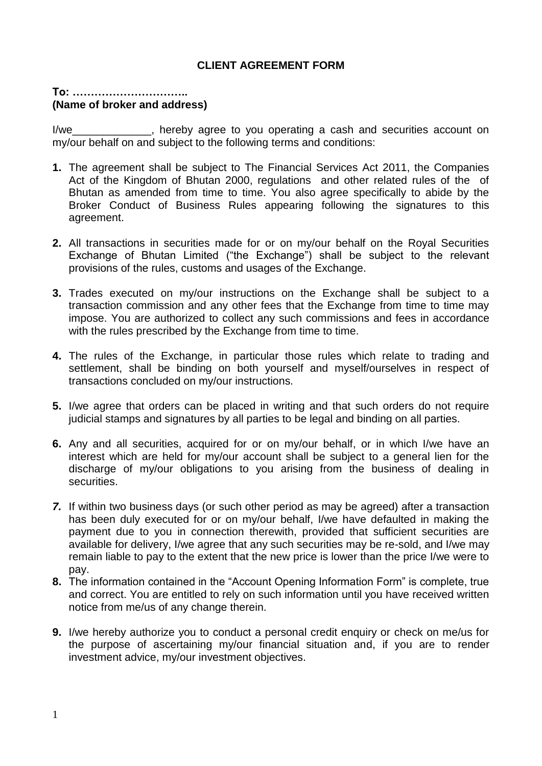# CLIENT AGREEMENT FORM

**To: …………………………..**
**(Name of broker and address)**

I/we_____________, hereby agree to you operating a cash and securities account on my/our behalf on and subject to the following terms and conditions:

**1.** The agreement shall be subject to The Financial Services Act 2011, the Companies Act of the Kingdom of Bhutan 2000, regulations and other related rules of the of Bhutan as amended from time to time. You also agree specifically to abide by the Broker Conduct of Business Rules appearing following the signatures to this agreement.

**2.** All transactions in securities made for or on my/our behalf on the Royal Securities Exchange of Bhutan Limited ("the Exchange") shall be subject to the relevant provisions of the rules, customs and usages of the Exchange.

**3.** Trades executed on my/our instructions on the Exchange shall be subject to a transaction commission and any other fees that the Exchange from time to time may impose. You are authorized to collect any such commissions and fees in accordance with the rules prescribed by the Exchange from time to time.

**4.** The rules of the Exchange, in particular those rules which relate to trading and settlement, shall be binding on both yourself and myself/ourselves in respect of transactions concluded on my/our instructions.

**5.** I/we agree that orders can be placed in writing and that such orders do not require judicial stamps and signatures by all parties to be legal and binding on all parties.

**6.** Any and all securities, acquired for or on my/our behalf, or in which I/we have an interest which are held for my/our account shall be subject to a general lien for the discharge of my/our obligations to you arising from the business of dealing in securities.

***7.*** If within two business days (or such other period as may be agreed) after a transaction has been duly executed for or on my/our behalf, I/we have defaulted in making the payment due to you in connection therewith, provided that sufficient securities are available for delivery, I/we agree that any such securities may be re-sold, and I/we may remain liable to pay to the extent that the new price is lower than the price I/we were to pay.

**8.** The information contained in the "Account Opening Information Form" is complete, true and correct. You are entitled to rely on such information until you have received written notice from me/us of any change therein.

**9.** I/we hereby authorize you to conduct a personal credit enquiry or check on me/us for the purpose of ascertaining my/our financial situation and, if you are to render investment advice, my/our investment objectives.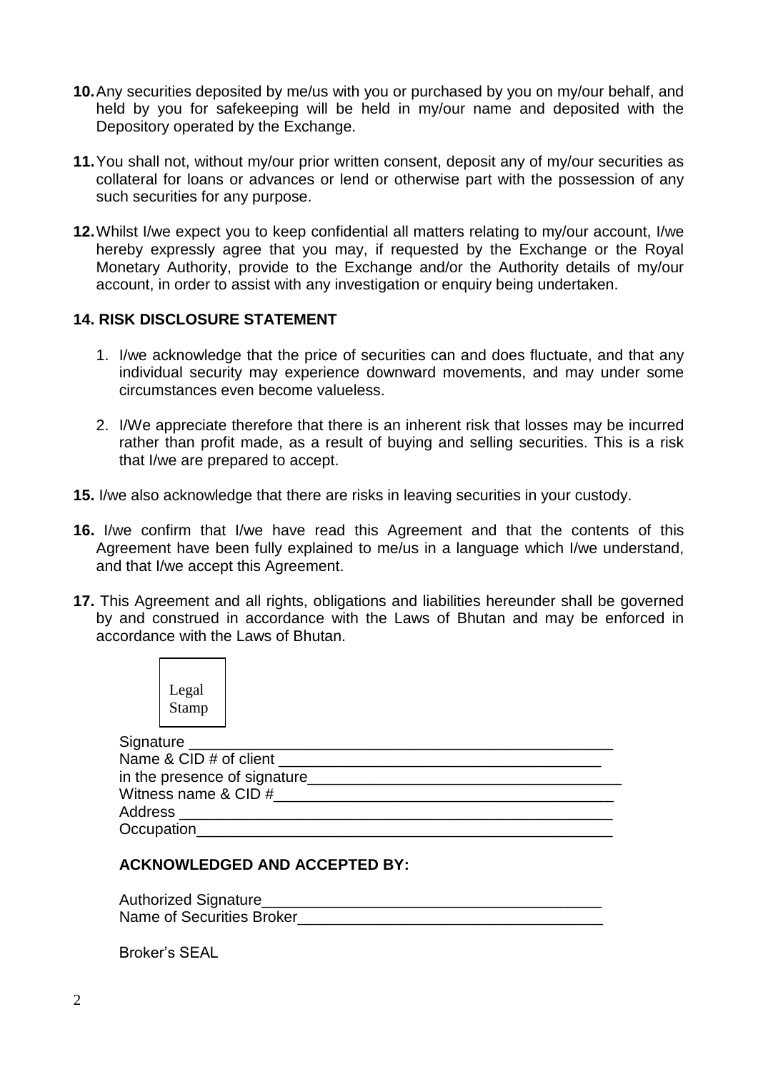**10.** Any securities deposited by me/us with you or purchased by you on my/our behalf, and held by you for safekeeping will be held in my/our name and deposited with the Depository operated by the Exchange.

**11.** You shall not, without my/our prior written consent, deposit any of my/our securities as collateral for loans or advances or lend or otherwise part with the possession of any such securities for any purpose.

**12.** Whilst I/we expect you to keep confidential all matters relating to my/our account, I/we hereby expressly agree that you may, if requested by the Exchange or the Royal Monetary Authority, provide to the Exchange and/or the Authority details of my/our account, in order to assist with any investigation or enquiry being undertaken.

**14. RISK DISCLOSURE STATEMENT**

1. I/we acknowledge that the price of securities can and does fluctuate, and that any individual security may experience downward movements, and may under some circumstances even become valueless.

2. I/We appreciate therefore that there is an inherent risk that losses may be incurred rather than profit made, as a result of buying and selling securities. This is a risk that I/we are prepared to accept.

**15.** I/we also acknowledge that there are risks in leaving securities in your custody.

**16.** I/we confirm that I/we have read this Agreement and that the contents of this Agreement have been fully explained to me/us in a language which I/we understand, and that I/we accept this Agreement.

**17.** This Agreement and all rights, obligations and liabilities hereunder shall be governed by and construed in accordance with the Laws of Bhutan and may be enforced in accordance with the Laws of Bhutan.

Legal Stamp

Signature ______________________________________________
Name & CID # of client ____________________________________
in the presence of signature__________________________________
Witness name & CID #______________________________________
Address _______________________________________________
Occupation_____________________________________________

**ACKNOWLEDGED AND ACCEPTED BY:**

Authorized Signature_____________________________________
Name of Securities Broker_________________________________

Broker's SEAL